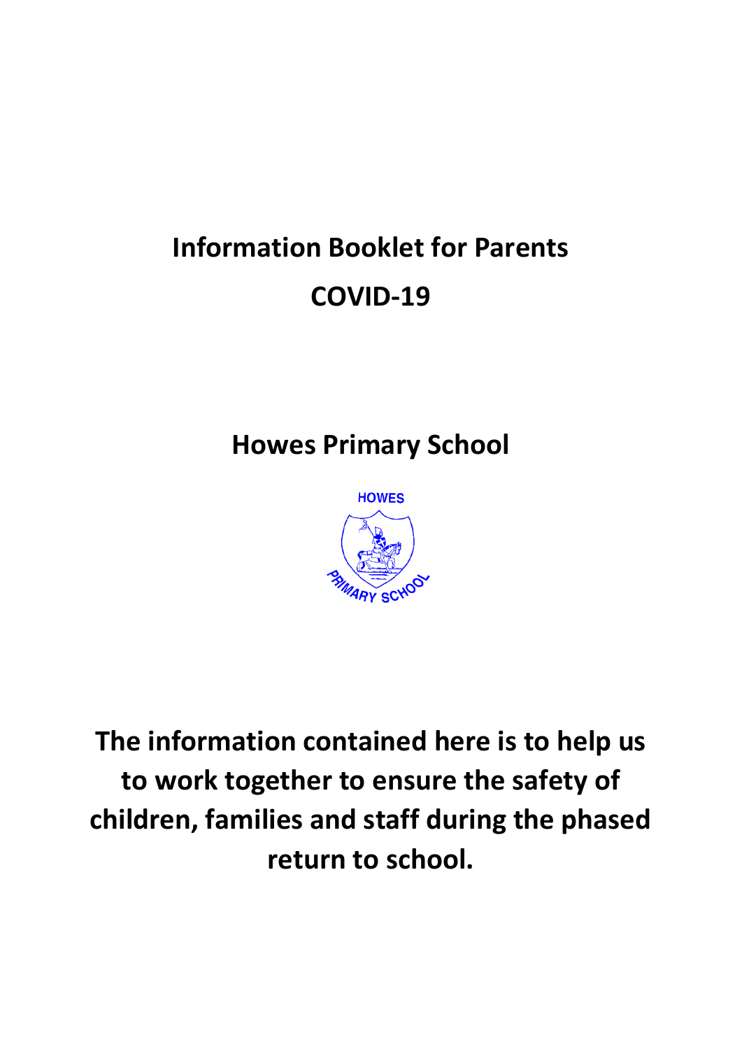# Information Booklet for Parents

# COVID-19

## Howes Primary School

**The information contained here is to help us to work together to ensure the safety of children, families and staff during the phased return to school.**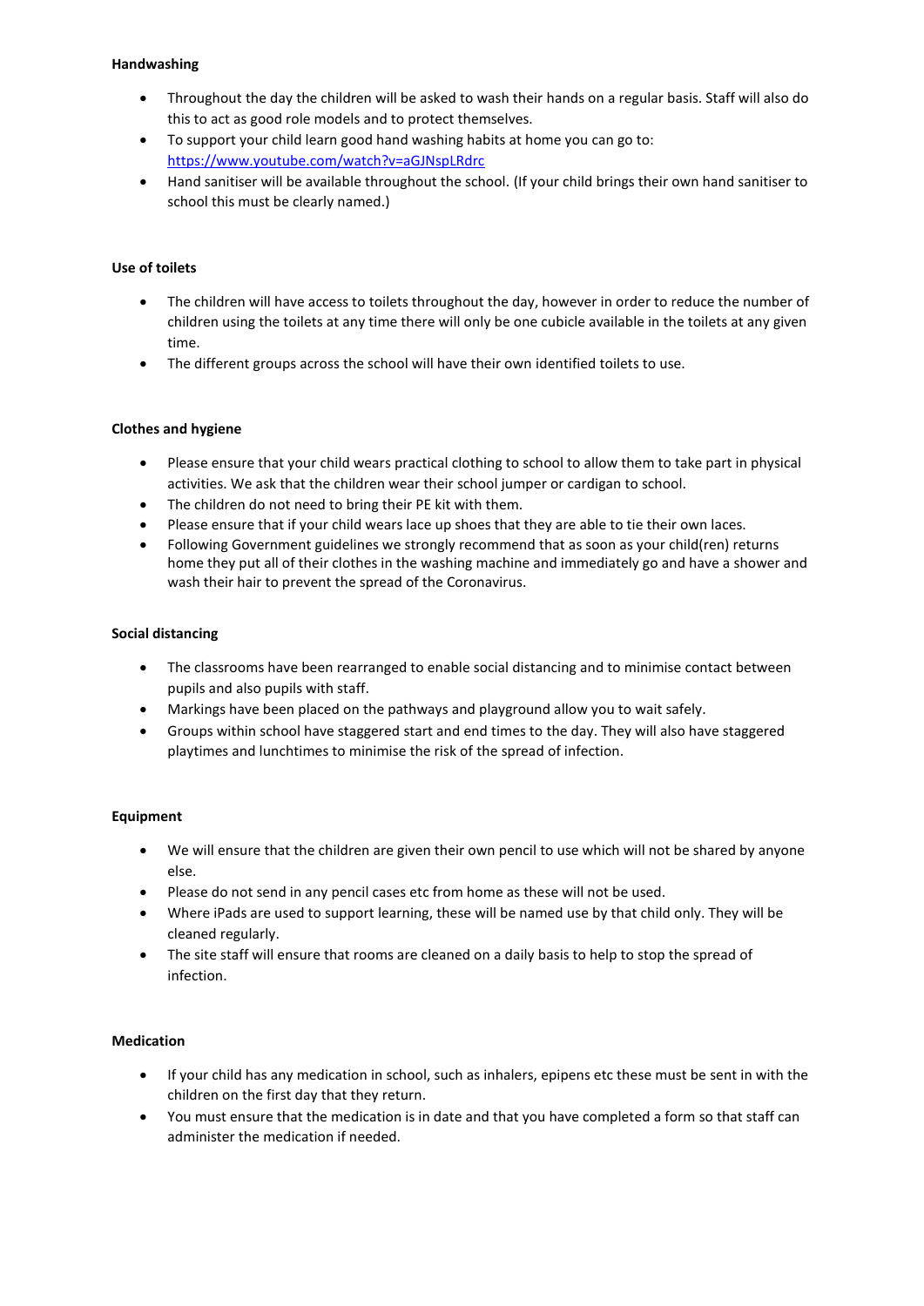**Handwashing**

- Throughout the day the children will be asked to wash their hands on a regular basis. Staff will also do this to act as good role models and to protect themselves.
- To support your child learn good hand washing habits at home you can go to: https://www.youtube.com/watch?v=aGJNspLRdrc
- Hand sanitiser will be available throughout the school. (If your child brings their own hand sanitiser to school this must be clearly named.)

**Use of toilets**

- The children will have access to toilets throughout the day, however in order to reduce the number of children using the toilets at any time there will only be one cubicle available in the toilets at any given time.
- The different groups across the school will have their own identified toilets to use.

**Clothes and hygiene**

- Please ensure that your child wears practical clothing to school to allow them to take part in physical activities. We ask that the children wear their school jumper or cardigan to school.
- The children do not need to bring their PE kit with them.
- Please ensure that if your child wears lace up shoes that they are able to tie their own laces.
- Following Government guidelines we strongly recommend that as soon as your child(ren) returns home they put all of their clothes in the washing machine and immediately go and have a shower and wash their hair to prevent the spread of the Coronavirus.

**Social distancing**

- The classrooms have been rearranged to enable social distancing and to minimise contact between pupils and also pupils with staff.
- Markings have been placed on the pathways and playground allow you to wait safely.
- Groups within school have staggered start and end times to the day. They will also have staggered playtimes and lunchtimes to minimise the risk of the spread of infection.

**Equipment**

- We will ensure that the children are given their own pencil to use which will not be shared by anyone else.
- Please do not send in any pencil cases etc from home as these will not be used.
- Where iPads are used to support learning, these will be named use by that child only. They will be cleaned regularly.
- The site staff will ensure that rooms are cleaned on a daily basis to help to stop the spread of infection.

**Medication**

- If your child has any medication in school, such as inhalers, epipens etc these must be sent in with the children on the first day that they return.
- You must ensure that the medication is in date and that you have completed a form so that staff can administer the medication if needed.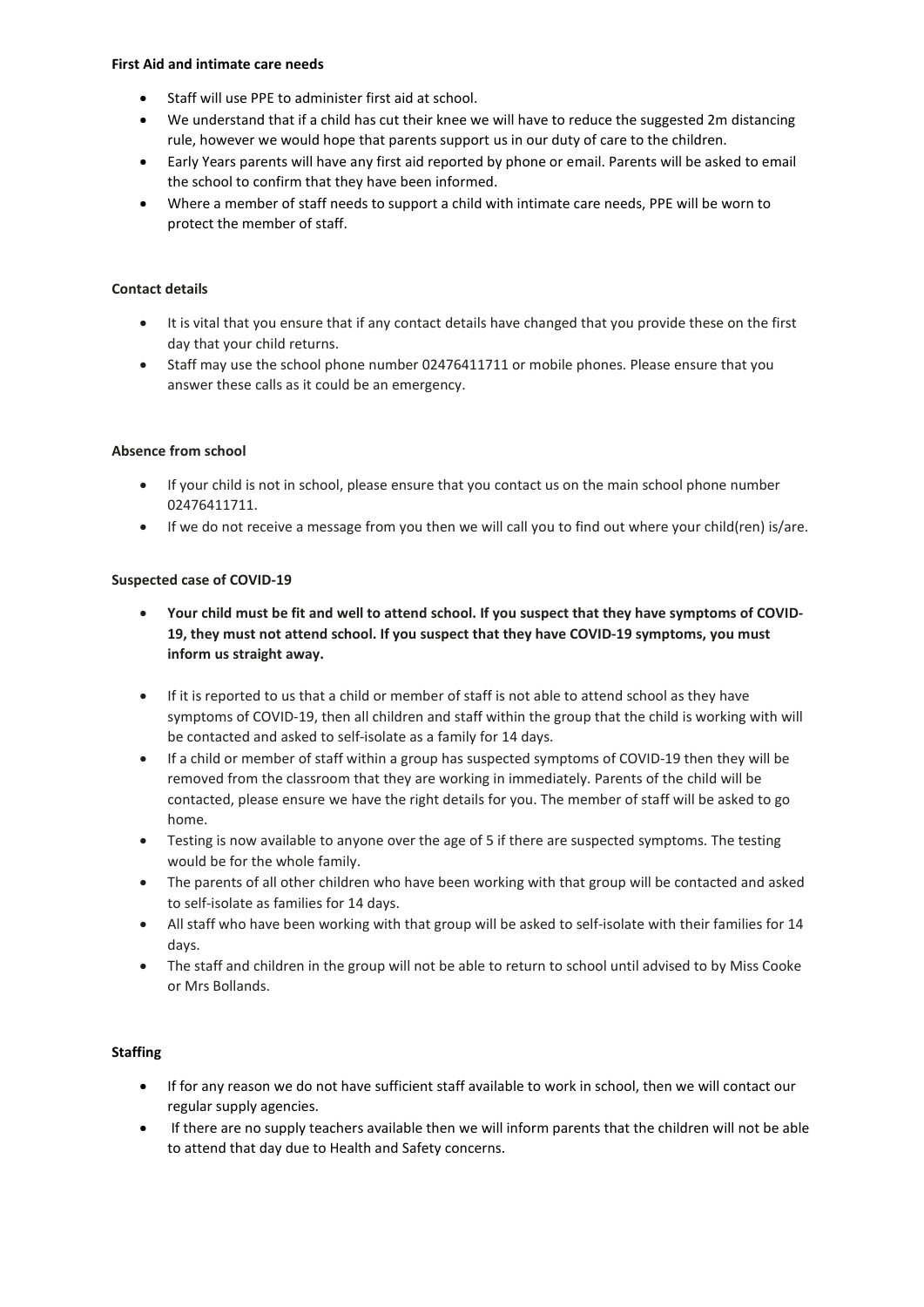**First Aid and intimate care needs**

- Staff will use PPE to administer first aid at school.
- We understand that if a child has cut their knee we will have to reduce the suggested 2m distancing rule, however we would hope that parents support us in our duty of care to the children.
- Early Years parents will have any first aid reported by phone or email. Parents will be asked to email the school to confirm that they have been informed.
- Where a member of staff needs to support a child with intimate care needs, PPE will be worn to protect the member of staff.

**Contact details**

- It is vital that you ensure that if any contact details have changed that you provide these on the first day that your child returns.
- Staff may use the school phone number 02476411711 or mobile phones. Please ensure that you answer these calls as it could be an emergency.

**Absence from school**

- If your child is not in school, please ensure that you contact us on the main school phone number 02476411711.
- If we do not receive a message from you then we will call you to find out where your child(ren) is/are.

**Suspected case of COVID-19**

- **Your child must be fit and well to attend school. If you suspect that they have symptoms of COVID-19, they must not attend school. If you suspect that they have COVID-19 symptoms, you must inform us straight away.**
- If it is reported to us that a child or member of staff is not able to attend school as they have symptoms of COVID-19, then all children and staff within the group that the child is working with will be contacted and asked to self-isolate as a family for 14 days.
- If a child or member of staff within a group has suspected symptoms of COVID-19 then they will be removed from the classroom that they are working in immediately. Parents of the child will be contacted, please ensure we have the right details for you. The member of staff will be asked to go home.
- Testing is now available to anyone over the age of 5 if there are suspected symptoms. The testing would be for the whole family.
- The parents of all other children who have been working with that group will be contacted and asked to self-isolate as families for 14 days.
- All staff who have been working with that group will be asked to self-isolate with their families for 14 days.
- The staff and children in the group will not be able to return to school until advised to by Miss Cooke or Mrs Bollands.

**Staffing**

- If for any reason we do not have sufficient staff available to work in school, then we will contact our regular supply agencies.
- If there are no supply teachers available then we will inform parents that the children will not be able to attend that day due to Health and Safety concerns.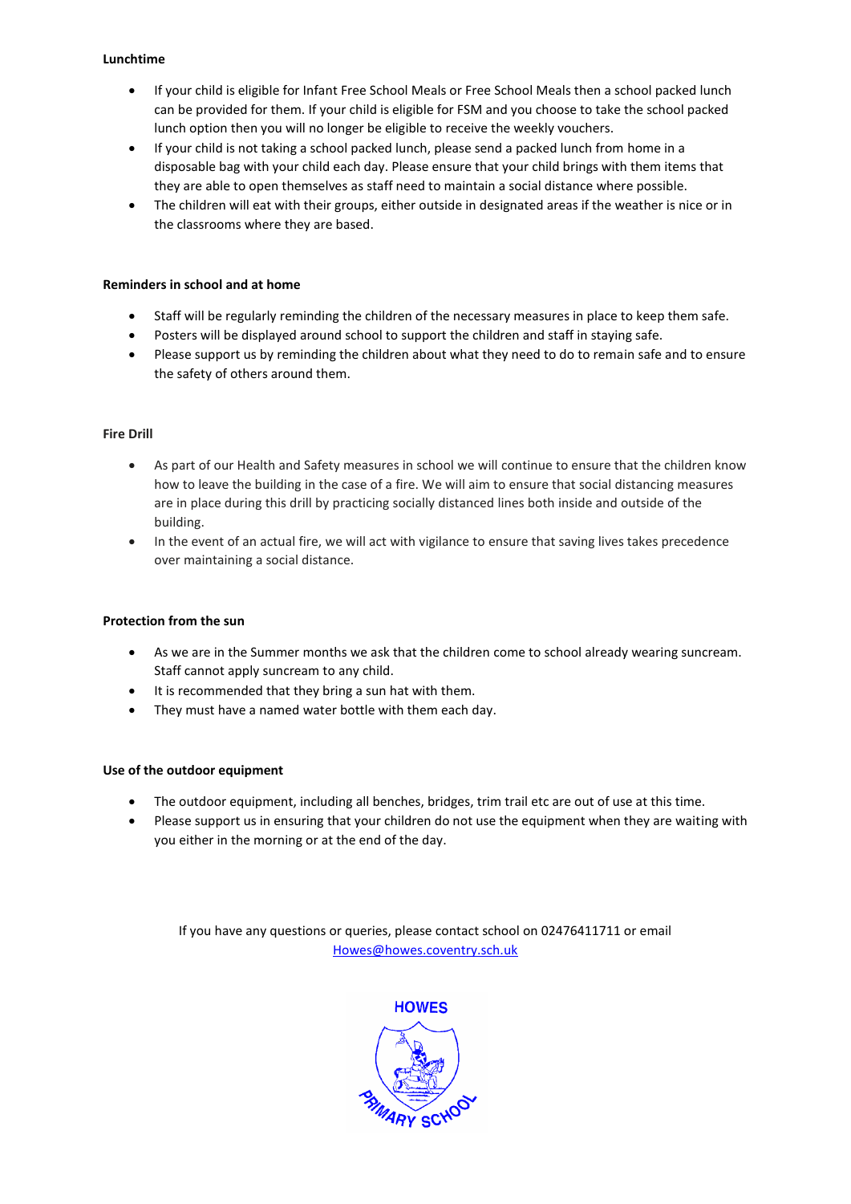**Lunchtime**

- If your child is eligible for Infant Free School Meals or Free School Meals then a school packed lunch can be provided for them. If your child is eligible for FSM and you choose to take the school packed lunch option then you will no longer be eligible to receive the weekly vouchers.
- If your child is not taking a school packed lunch, please send a packed lunch from home in a disposable bag with your child each day. Please ensure that your child brings with them items that they are able to open themselves as staff need to maintain a social distance where possible.
- The children will eat with their groups, either outside in designated areas if the weather is nice or in the classrooms where they are based.

**Reminders in school and at home**

- Staff will be regularly reminding the children of the necessary measures in place to keep them safe.
- Posters will be displayed around school to support the children and staff in staying safe.
- Please support us by reminding the children about what they need to do to remain safe and to ensure the safety of others around them.

**Fire Drill**

- As part of our Health and Safety measures in school we will continue to ensure that the children know how to leave the building in the case of a fire. We will aim to ensure that social distancing measures are in place during this drill by practicing socially distanced lines both inside and outside of the building.
- In the event of an actual fire, we will act with vigilance to ensure that saving lives takes precedence over maintaining a social distance.

**Protection from the sun**

- As we are in the Summer months we ask that the children come to school already wearing suncream. Staff cannot apply suncream to any child.
- It is recommended that they bring a sun hat with them.
- They must have a named water bottle with them each day.

**Use of the outdoor equipment**

- The outdoor equipment, including all benches, bridges, trim trail etc are out of use at this time.
- Please support us in ensuring that your children do not use the equipment when they are waiting with you either in the morning or at the end of the day.

If you have any questions or queries, please contact school on 02476411711 or email Howes@howes.coventry.sch.uk

HOWES PRIMARY SCHOOL